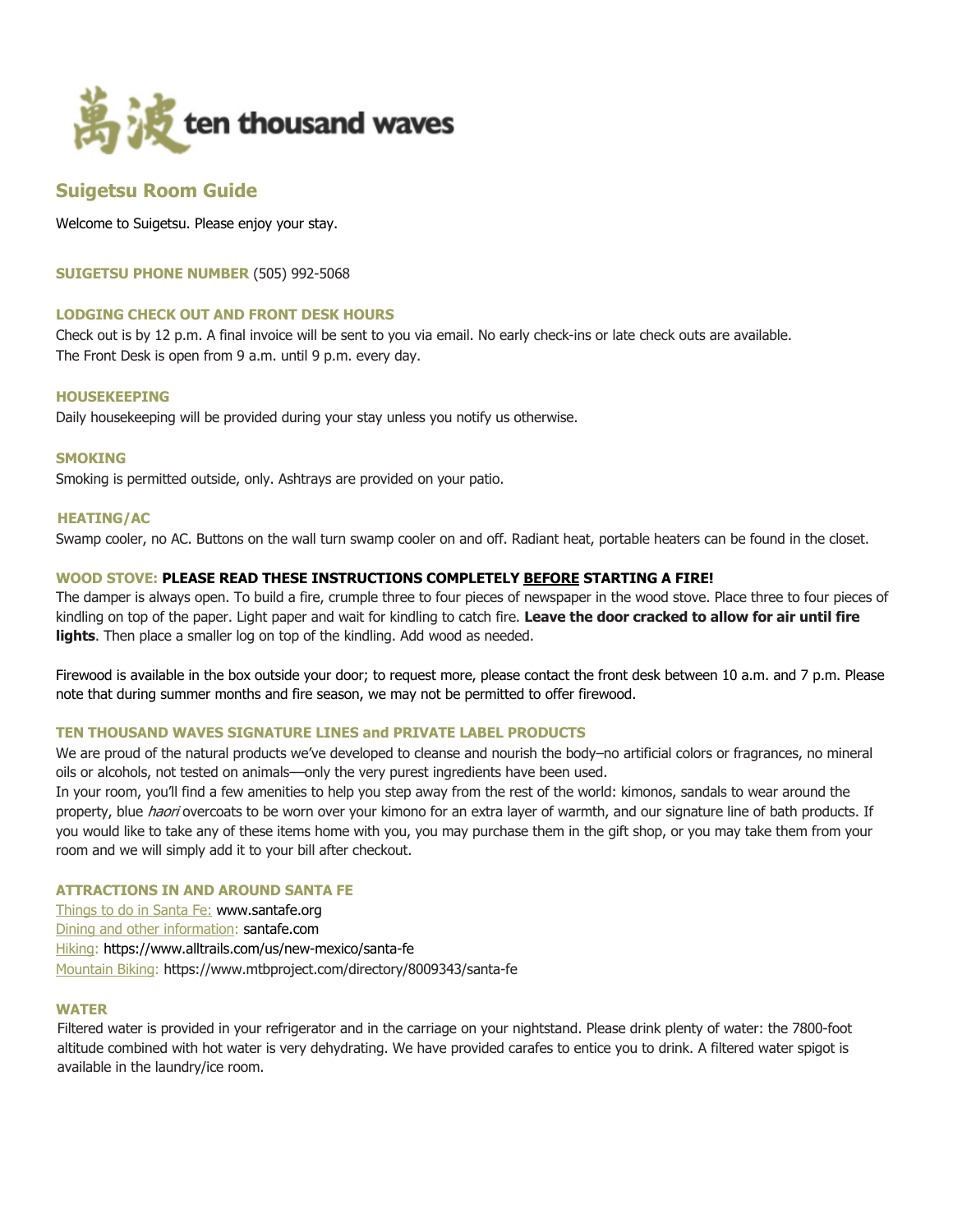萬波 ten thousand waves

## Suigetsu Room Guide

Welcome to Suigetsu. Please enjoy your stay.

**SUIGETSU PHONE NUMBER** (505) 992-5068

**LODGING CHECK OUT AND FRONT DESK HOURS**

Check out is by 12 p.m. A final invoice will be sent to you via email. No early check-ins or late check outs are available.
The Front Desk is open from 9 a.m. until 9 p.m. every day.

**HOUSEKEEPING**

Daily housekeeping will be provided during your stay unless you notify us otherwise.

**SMOKING**

Smoking is permitted outside, only. Ashtrays are provided on your patio.

**HEATING/AC**

Swamp cooler, no AC. Buttons on the wall turn swamp cooler on and off. Radiant heat, portable heaters can be found in the closet.

**WOOD STOVE: PLEASE READ THESE INSTRUCTIONS COMPLETELY <u>BEFORE</u> STARTING A FIRE!**

The damper is always open. To build a fire, crumple three to four pieces of newspaper in the wood stove. Place three to four pieces of kindling on top of the paper. Light paper and wait for kindling to catch fire. **Leave the door cracked to allow for air until fire lights**. Then place a smaller log on top of the kindling. Add wood as needed.

Firewood is available in the box outside your door; to request more, please contact the front desk between 10 a.m. and 7 p.m. Please note that during summer months and fire season, we may not be permitted to offer firewood.

**TEN THOUSAND WAVES SIGNATURE LINES and PRIVATE LABEL PRODUCTS**

We are proud of the natural products we've developed to cleanse and nourish the body–no artificial colors or fragrances, no mineral oils or alcohols, not tested on animals—only the very purest ingredients have been used.
In your room, you'll find a few amenities to help you step away from the rest of the world: kimonos, sandals to wear around the property, blue *haori* overcoats to be worn over your kimono for an extra layer of warmth, and our signature line of bath products. If you would like to take any of these items home with you, you may purchase them in the gift shop, or you may take them from your room and we will simply add it to your bill after checkout.

**ATTRACTIONS IN AND AROUND SANTA FE**

Things to do in Santa Fe: www.santafe.org
Dining and other information: santafe.com
Hiking: https://www.alltrails.com/us/new-mexico/santa-fe
Mountain Biking: https://www.mtbproject.com/directory/8009343/santa-fe

**WATER**

Filtered water is provided in your refrigerator and in the carriage on your nightstand. Please drink plenty of water: the 7800-foot altitude combined with hot water is very dehydrating. We have provided carafes to entice you to drink. A filtered water spigot is available in the laundry/ice room.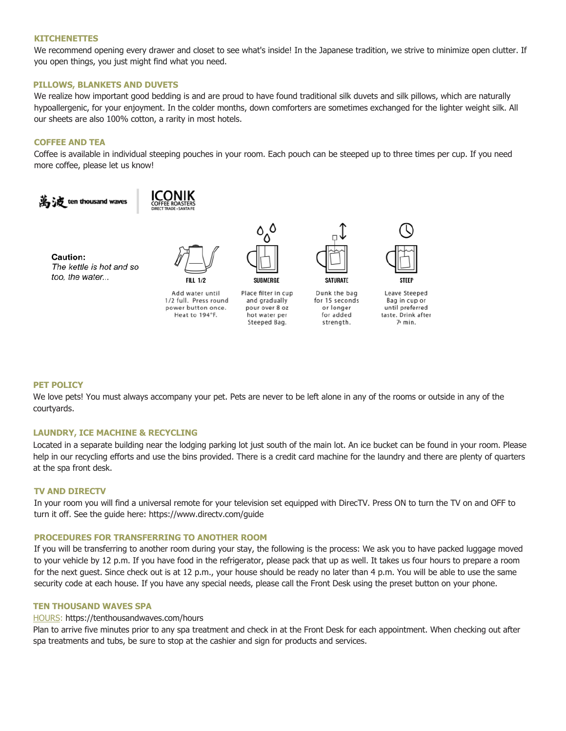### KITCHENETTES

We recommend opening every drawer and closet to see what's inside! In the Japanese tradition, we strive to minimize open clutter. If you open things, you just might find what you need.

### PILLOWS, BLANKETS AND DUVETS

We realize how important good bedding is and are proud to have found traditional silk duvets and silk pillows, which are naturally hypoallergenic, for your enjoyment. In the colder months, down comforters are sometimes exchanged for the lighter weight silk. All our sheets are also 100% cotton, a rarity in most hotels.

### COFFEE AND TEA

Coffee is available in individual steeping pouches in your room. Each pouch can be steeped up to three times per cup. If you need more coffee, please let us know!

萬波 ten thousand waves | ICONIK COFFEE ROASTERS DIRECT TRADE • SANTA FE

**Caution:**
*The kettle is hot and so too, the water...*

**FILL 1/2**
Add water until 1/2 full. Press round power button once. Heat to 194°F.

**SUBMERGE**
Place filter in cup and gradually pour over 8 oz hot water per Steeped Bag.

**SATURATE**
Dunk the bag for 15 seconds or longer for added strength.

**STEEP**
Leave Steeped Bag in cup or until preferred taste. Drink after 7+ min.

### PET POLICY

We love pets! You must always accompany your pet. Pets are never to be left alone in any of the rooms or outside in any of the courtyards.

### LAUNDRY, ICE MACHINE & RECYCLING

Located in a separate building near the lodging parking lot just south of the main lot. An ice bucket can be found in your room. Please help in our recycling efforts and use the bins provided. There is a credit card machine for the laundry and there are plenty of quarters at the spa front desk.

### TV AND DIRECTV

In your room you will find a universal remote for your television set equipped with DirecTV. Press ON to turn the TV on and OFF to turn it off. See the guide here: https://www.directv.com/guide

### PROCEDURES FOR TRANSFERRING TO ANOTHER ROOM

If you will be transferring to another room during your stay, the following is the process: We ask you to have packed luggage moved to your vehicle by 12 p.m. If you have food in the refrigerator, please pack that up as well. It takes us four hours to prepare a room for the next guest. Since check out is at 12 p.m., your house should be ready no later than 4 p.m. You will be able to use the same security code at each house. If you have any special needs, please call the Front Desk using the preset button on your phone.

### TEN THOUSAND WAVES SPA

HOURS: https://tenthousandwaves.com/hours

Plan to arrive five minutes prior to any spa treatment and check in at the Front Desk for each appointment. When checking out after spa treatments and tubs, be sure to stop at the cashier and sign for products and services.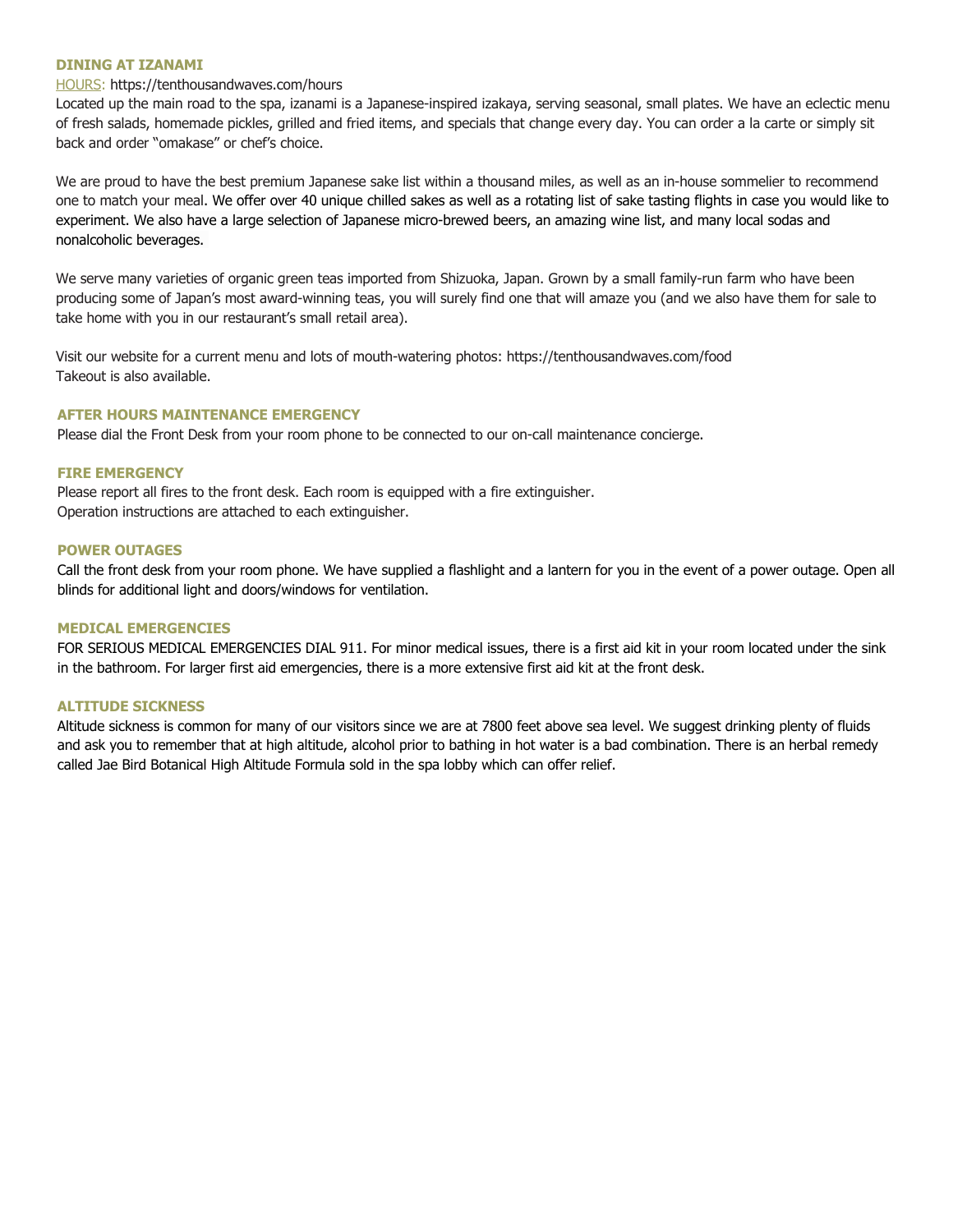### DINING AT IZANAMI

HOURS: https://tenthousandwaves.com/hours

Located up the main road to the spa, izanami is a Japanese-inspired izakaya, serving seasonal, small plates. We have an eclectic menu of fresh salads, homemade pickles, grilled and fried items, and specials that change every day. You can order a la carte or simply sit back and order "omakase" or chef's choice.

We are proud to have the best premium Japanese sake list within a thousand miles, as well as an in-house sommelier to recommend one to match your meal. We offer over 40 unique chilled sakes as well as a rotating list of sake tasting flights in case you would like to experiment. We also have a large selection of Japanese micro-brewed beers, an amazing wine list, and many local sodas and nonalcoholic beverages.

We serve many varieties of organic green teas imported from Shizuoka, Japan. Grown by a small family-run farm who have been producing some of Japan's most award-winning teas, you will surely find one that will amaze you (and we also have them for sale to take home with you in our restaurant's small retail area).

Visit our website for a current menu and lots of mouth-watering photos: https://tenthousandwaves.com/food
Takeout is also available.

### AFTER HOURS MAINTENANCE EMERGENCY

Please dial the Front Desk from your room phone to be connected to our on-call maintenance concierge.

### FIRE EMERGENCY

Please report all fires to the front desk. Each room is equipped with a fire extinguisher.
Operation instructions are attached to each extinguisher.

### POWER OUTAGES

Call the front desk from your room phone. We have supplied a flashlight and a lantern for you in the event of a power outage. Open all blinds for additional light and doors/windows for ventilation.

### MEDICAL EMERGENCIES

FOR SERIOUS MEDICAL EMERGENCIES DIAL 911. For minor medical issues, there is a first aid kit in your room located under the sink in the bathroom. For larger first aid emergencies, there is a more extensive first aid kit at the front desk.

### ALTITUDE SICKNESS

Altitude sickness is common for many of our visitors since we are at 7800 feet above sea level. We suggest drinking plenty of fluids and ask you to remember that at high altitude, alcohol prior to bathing in hot water is a bad combination. There is an herbal remedy called Jae Bird Botanical High Altitude Formula sold in the spa lobby which can offer relief.